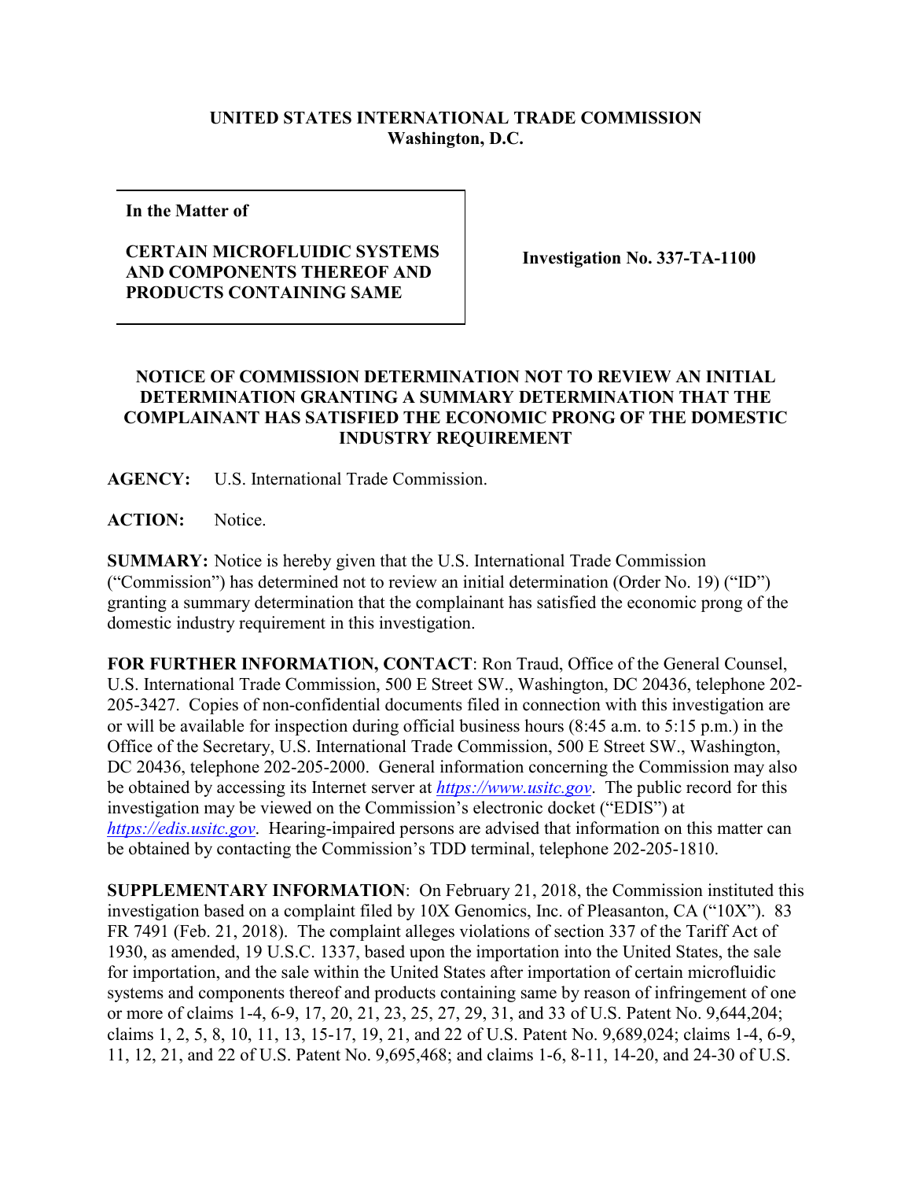**UNITED STATES INTERNATIONAL TRADE COMMISSION**
**Washington, D.C.**

| **In the Matter of** **CERTAIN MICROFLUIDIC SYSTEMS AND COMPONENTS THEREOF AND PRODUCTS CONTAINING SAME** | **Investigation No. 337-TA-1100** |
|---|---|

## NOTICE OF COMMISSION DETERMINATION NOT TO REVIEW AN INITIAL DETERMINATION GRANTING A SUMMARY DETERMINATION THAT THE COMPLAINANT HAS SATISFIED THE ECONOMIC PRONG OF THE DOMESTIC INDUSTRY REQUIREMENT

**AGENCY:** U.S. International Trade Commission.

**ACTION:** Notice.

**SUMMARY:** Notice is hereby given that the U.S. International Trade Commission ("Commission") has determined not to review an initial determination (Order No. 19) ("ID") granting a summary determination that the complainant has satisfied the economic prong of the domestic industry requirement in this investigation.

**FOR FURTHER INFORMATION, CONTACT**: Ron Traud, Office of the General Counsel, U.S. International Trade Commission, 500 E Street SW., Washington, DC 20436, telephone 202-205-3427. Copies of non-confidential documents filed in connection with this investigation are or will be available for inspection during official business hours (8:45 a.m. to 5:15 p.m.) in the Office of the Secretary, U.S. International Trade Commission, 500 E Street SW., Washington, DC 20436, telephone 202-205-2000. General information concerning the Commission may also be obtained by accessing its Internet server at *https://www.usitc.gov*. The public record for this investigation may be viewed on the Commission's electronic docket ("EDIS") at *https://edis.usitc.gov*. Hearing-impaired persons are advised that information on this matter can be obtained by contacting the Commission's TDD terminal, telephone 202-205-1810.

**SUPPLEMENTARY INFORMATION**: On February 21, 2018, the Commission instituted this investigation based on a complaint filed by 10X Genomics, Inc. of Pleasanton, CA ("10X"). 83 FR 7491 (Feb. 21, 2018). The complaint alleges violations of section 337 of the Tariff Act of 1930, as amended, 19 U.S.C. 1337, based upon the importation into the United States, the sale for importation, and the sale within the United States after importation of certain microfluidic systems and components thereof and products containing same by reason of infringement of one or more of claims 1-4, 6-9, 17, 20, 21, 23, 25, 27, 29, 31, and 33 of U.S. Patent No. 9,644,204; claims 1, 2, 5, 8, 10, 11, 13, 15-17, 19, 21, and 22 of U.S. Patent No. 9,689,024; claims 1-4, 6-9, 11, 12, 21, and 22 of U.S. Patent No. 9,695,468; and claims 1-6, 8-11, 14-20, and 24-30 of U.S.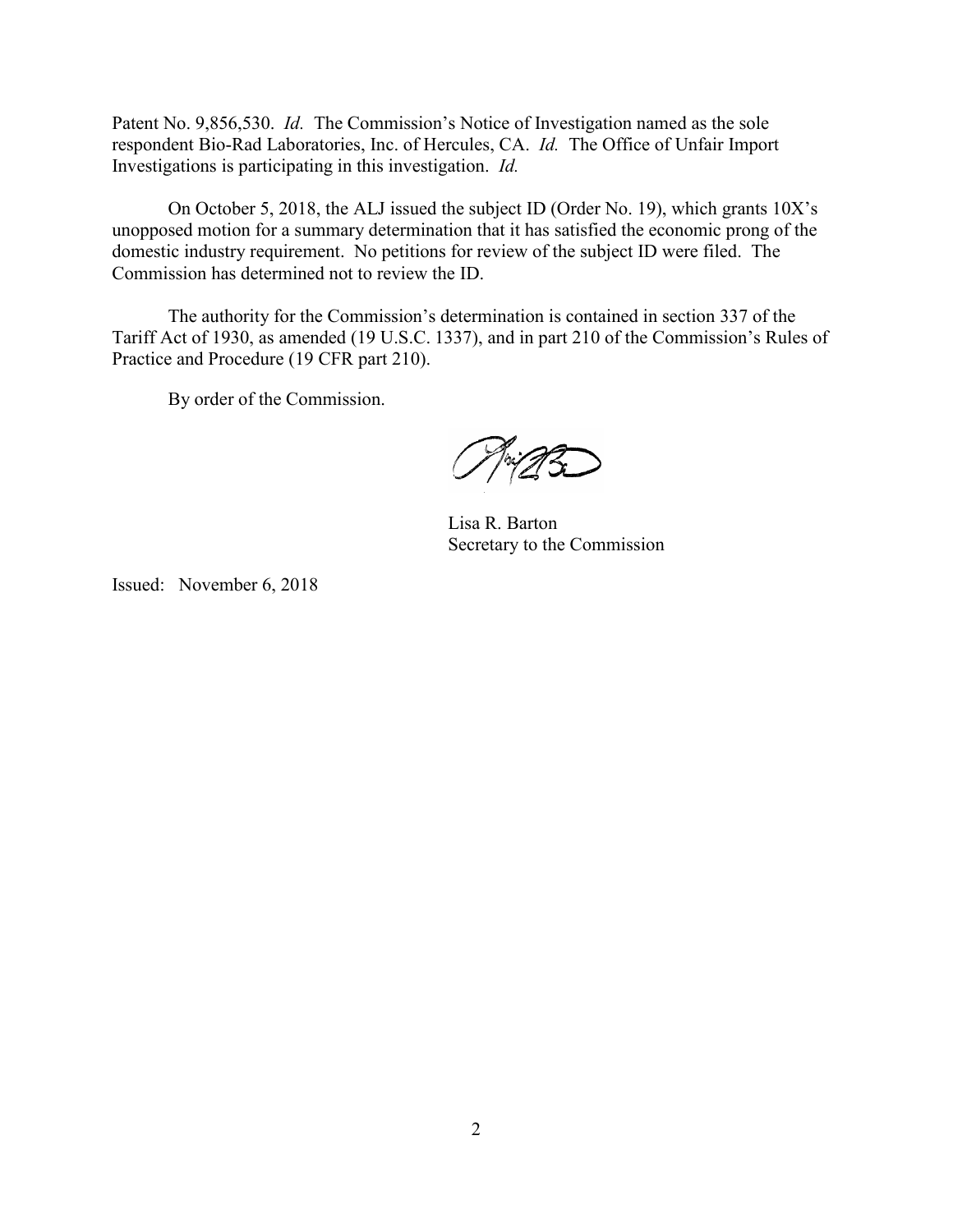Patent No. 9,856,530. *Id.* The Commission's Notice of Investigation named as the sole respondent Bio-Rad Laboratories, Inc. of Hercules, CA. *Id.* The Office of Unfair Import Investigations is participating in this investigation. *Id.*

On October 5, 2018, the ALJ issued the subject ID (Order No. 19), which grants 10X's unopposed motion for a summary determination that it has satisfied the economic prong of the domestic industry requirement. No petitions for review of the subject ID were filed. The Commission has determined not to review the ID.

The authority for the Commission's determination is contained in section 337 of the Tariff Act of 1930, as amended (19 U.S.C. 1337), and in part 210 of the Commission's Rules of Practice and Procedure (19 CFR part 210).

By order of the Commission.

Lisa R. Barton
Secretary to the Commission

Issued: November 6, 2018